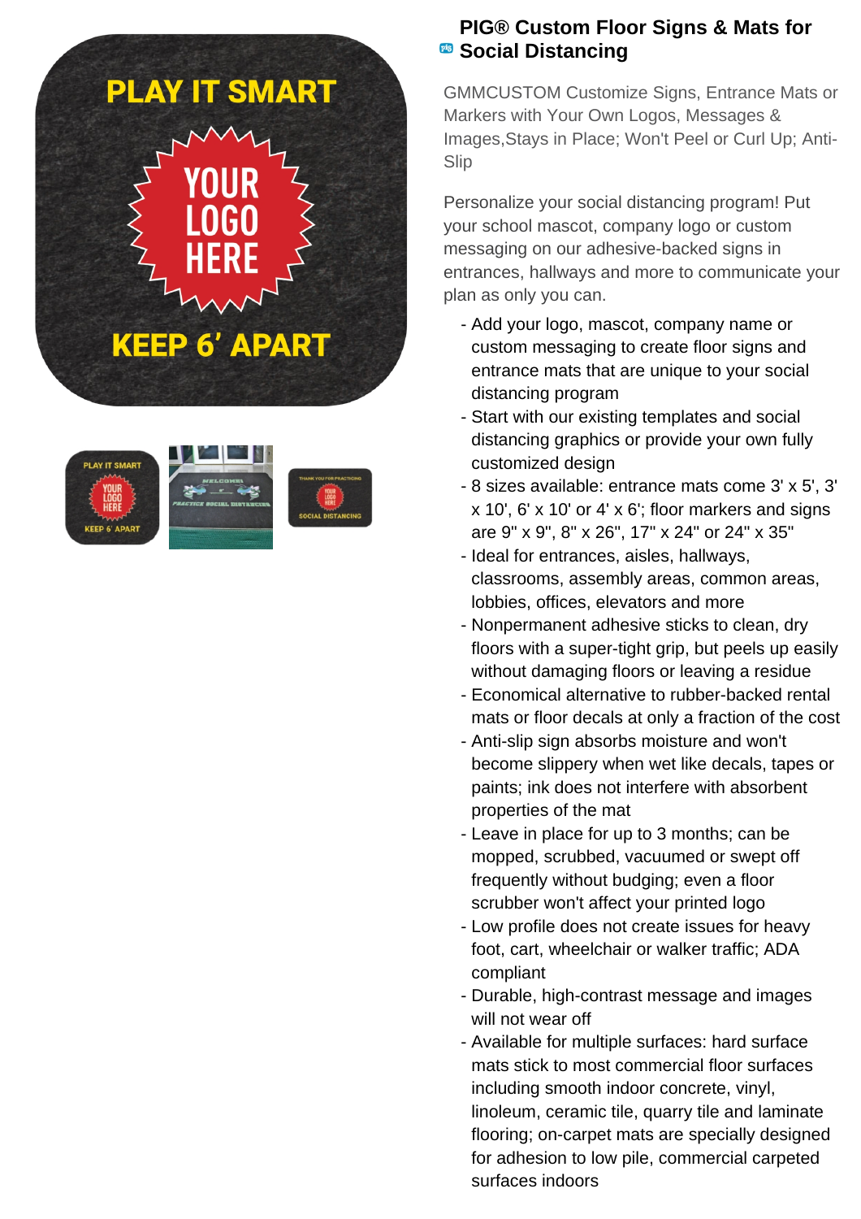# PIG® Custom Floor Signs & Mats for Social Distancing

GMMCUSTOM Customize Signs, Entrance Mats or Markers with Your Own Logos, Messages & Images,Stays in Place; Won't Peel or Curl Up; Anti-Slip

Personalize your social distancing program! Put your school mascot, company logo or custom messaging on our adhesive-backed signs in entrances, hallways and more to communicate your plan as only you can.

- Add your logo, mascot, company name or custom messaging to create floor signs and entrance mats that are unique to your social distancing program
- Start with our existing templates and social distancing graphics or provide your own fully customized design
- 8 sizes available: entrance mats come 3' x 5', 3' x 10', 6' x 10' or 4' x 6'; floor markers and signs are 9" x 9", 8" x 26", 17" x 24" or 24" x 35"
- Ideal for entrances, aisles, hallways, classrooms, assembly areas, common areas, lobbies, offices, elevators and more
- Nonpermanent adhesive sticks to clean, dry floors with a super-tight grip, but peels up easily without damaging floors or leaving a residue
- Economical alternative to rubber-backed rental mats or floor decals at only a fraction of the cost
- Anti-slip sign absorbs moisture and won't become slippery when wet like decals, tapes or paints; ink does not interfere with absorbent properties of the mat
- Leave in place for up to 3 months; can be mopped, scrubbed, vacuumed or swept off frequently without budging; even a floor scrubber won't affect your printed logo
- Low profile does not create issues for heavy foot, cart, wheelchair or walker traffic; ADA compliant
- Durable, high-contrast message and images will not wear off
- Available for multiple surfaces: hard surface mats stick to most commercial floor surfaces including smooth indoor concrete, vinyl, linoleum, ceramic tile, quarry tile and laminate flooring; on-carpet mats are specially designed for adhesion to low pile, commercial carpeted surfaces indoors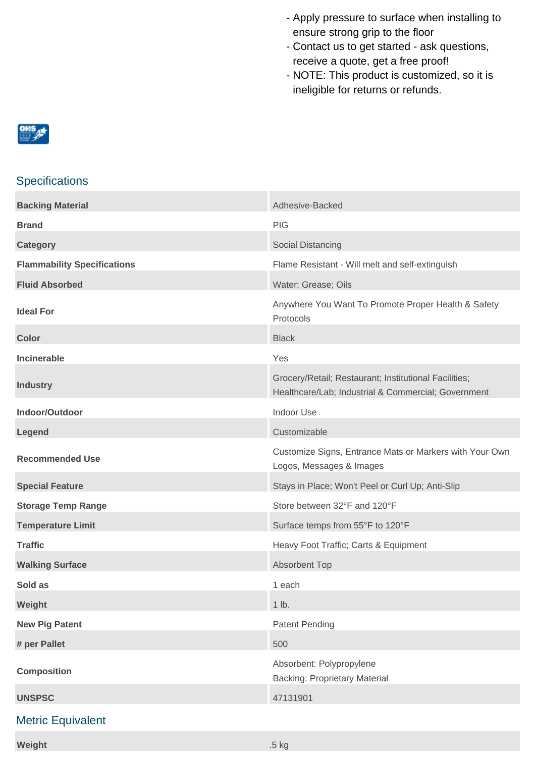- Apply pressure to surface when installing to ensure strong grip to the floor
- Contact us to get started - ask questions, receive a quote, get a free proof!
- NOTE: This product is customized, so it is ineligible for returns or refunds.

## Specifications

| | |
|---|---|
| **Backing Material** | Adhesive-Backed |
| **Brand** | PIG |
| **Category** | Social Distancing |
| **Flammability Specifications** | Flame Resistant - Will melt and self-extinguish |
| **Fluid Absorbed** | Water; Grease; Oils |
| **Ideal For** | Anywhere You Want To Promote Proper Health & Safety Protocols |
| **Color** | Black |
| **Incinerable** | Yes |
| **Industry** | Grocery/Retail; Restaurant; Institutional Facilities; Healthcare/Lab; Industrial & Commercial; Government |
| **Indoor/Outdoor** | Indoor Use |
| **Legend** | Customizable |
| **Recommended Use** | Customize Signs, Entrance Mats or Markers with Your Own Logos, Messages & Images |
| **Special Feature** | Stays in Place; Won't Peel or Curl Up; Anti-Slip |
| **Storage Temp Range** | Store between 32°F and 120°F |
| **Temperature Limit** | Surface temps from 55°F to 120°F |
| **Traffic** | Heavy Foot Traffic; Carts & Equipment |
| **Walking Surface** | Absorbent Top |
| **Sold as** | 1 each |
| **Weight** | 1 lb. |
| **New Pig Patent** | Patent Pending |
| **# per Pallet** | 500 |
| **Composition** | Absorbent: Polypropylene<br>Backing: Proprietary Material |
| **UNSPSC** | 47131901 |

## Metric Equivalent

| | |
|---|---|
| **Weight** | .5 kg |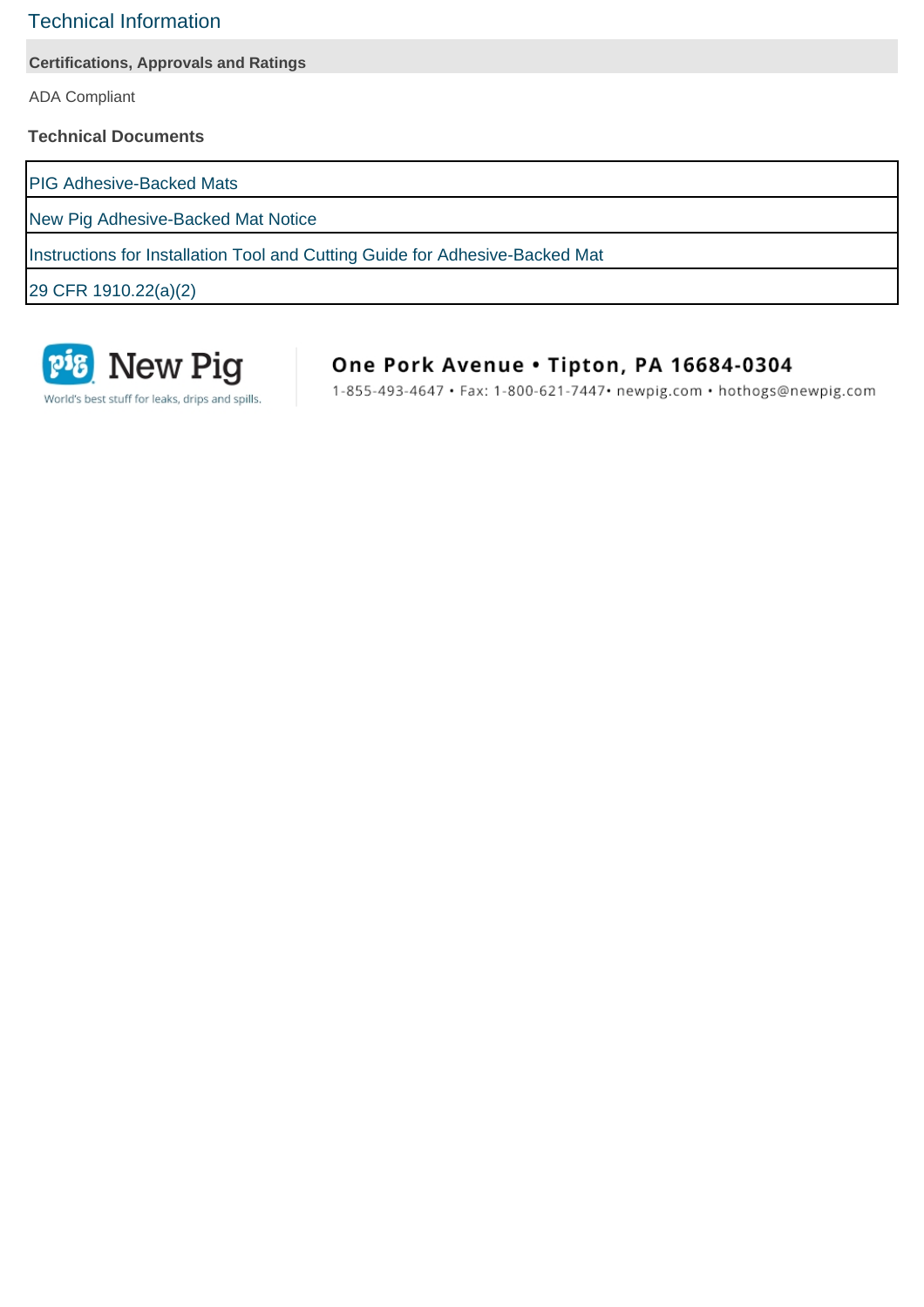## Technical Information

**Certifications, Approvals and Ratings**

ADA Compliant

**Technical Documents**

| |
|---|
| PIG Adhesive-Backed Mats |
| New Pig Adhesive-Backed Mat Notice |
| Instructions for Installation Tool and Cutting Guide for Adhesive-Backed Mat |
| 29 CFR 1910.22(a)(2) |

New Pig
World's best stuff for leaks, drips and spills.

**One Pork Avenue • Tipton, PA 16684-0304**

1-855-493-4647 • Fax: 1-800-621-7447• newpig.com • hothogs@newpig.com